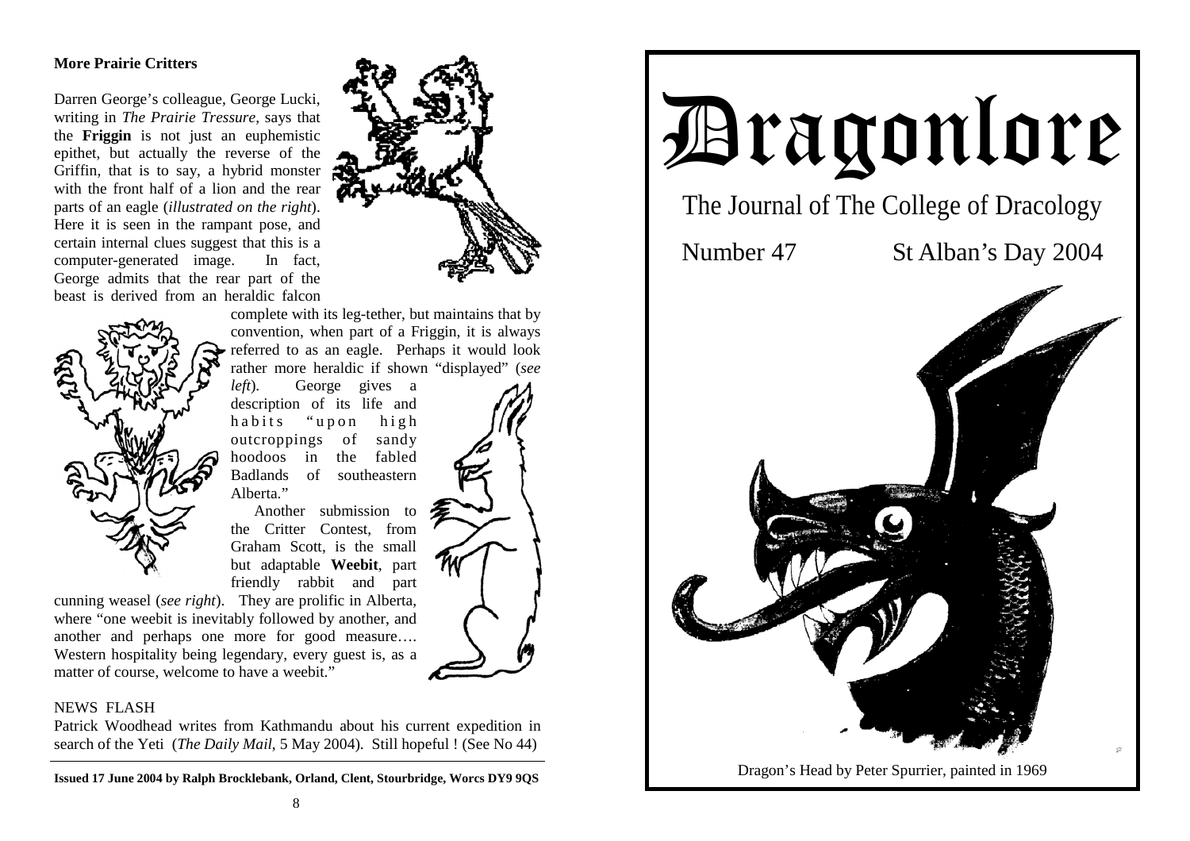### More Prairie Critters

Darren George's colleague, George Lucki, writing in *The Prairie Tressure*, says that the **Friggin** is not just an euphemistic epithet, but actually the reverse of the Griffin, that is to say, a hybrid monster with the front half of a lion and the rear parts of an eagle (*illustrated on the right*). Here it is seen in the rampant pose, and certain internal clues suggest that this is a computer-generated image. In fact, George admits that the rear part of the beast is derived from an heraldic falcon complete with its leg-tether, but maintains that by convention, when part of a Friggin, it is always referred to as an eagle. Perhaps it would look rather more heraldic if shown "displayed" (*see left*). George gives a description of its life and habits "upon high outcroppings of sandy hoodoos in the fabled Badlands of southeastern Alberta."

Another submission to the Critter Contest, from Graham Scott, is the small but adaptable **Weebit**, part friendly rabbit and part cunning weasel (*see right*). They are prolific in Alberta, where "one weebit is inevitably followed by another, and another and perhaps one more for good measure…. Western hospitality being legendary, every guest is, as a matter of course, welcome to have a weebit."

NEWS FLASH

Patrick Woodhead writes from Kathmandu about his current expedition in search of the Yeti (*The Daily Mail*, 5 May 2004). Still hopeful ! (See No 44)

**Issued 17 June 2004 by Ralph Brocklebank, Orland, Clent, Stourbridge, Worcs DY9 9QS**

# Dragonlore

## The Journal of The College of Dracology

Number 47 St Alban's Day 2004

Dragon's Head by Peter Spurrier, painted in 1969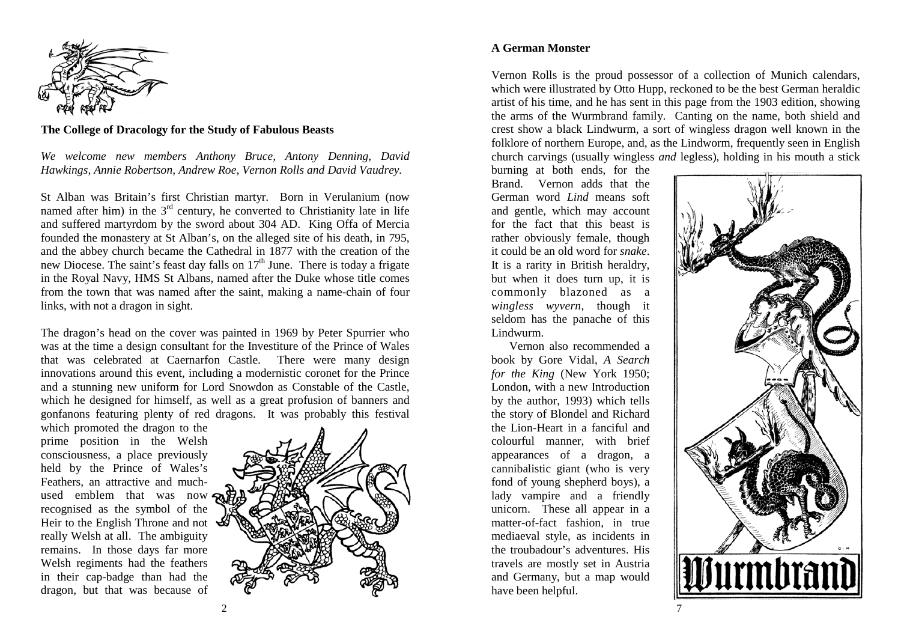**The College of Dracology for the Study of Fabulous Beasts**

*We welcome new members Anthony Bruce, Antony Denning, David Hawkings, Annie Robertson, Andrew Roe, Vernon Rolls and David Vaudrey.*

St Alban was Britain's first Christian martyr. Born in Verulanium (now named after him) in the 3rd century, he converted to Christianity late in life and suffered martyrdom by the sword about 304 AD. King Offa of Mercia founded the monastery at St Alban's, on the alleged site of his death, in 795, and the abbey church became the Cathedral in 1877 with the creation of the new Diocese. The saint's feast day falls on 17th June. There is today a frigate in the Royal Navy, HMS St Albans, named after the Duke whose title comes from the town that was named after the saint, making a name-chain of four links, with not a dragon in sight.

The dragon's head on the cover was painted in 1969 by Peter Spurrier who was at the time a design consultant for the Investiture of the Prince of Wales that was celebrated at Caernarfon Castle. There were many design innovations around this event, including a modernistic coronet for the Prince and a stunning new uniform for Lord Snowdon as Constable of the Castle, which he designed for himself, as well as a great profusion of banners and gonfanons featuring plenty of red dragons. It was probably this festival which promoted the dragon to the prime position in the Welsh consciousness, a place previously held by the Prince of Wales's Feathers, an attractive and much-used emblem that was now recognised as the symbol of the Heir to the English Throne and not really Welsh at all. The ambiguity remains. In those days far more Welsh regiments had the feathers in their cap-badge than had the dragon, but that was because of

**A German Monster**

Vernon Rolls is the proud possessor of a collection of Munich calendars, which were illustrated by Otto Hupp, reckoned to be the best German heraldic artist of his time, and he has sent in this page from the 1903 edition, showing the arms of the Wurmbrand family. Canting on the name, both shield and crest show a black Lindwurm, a sort of wingless dragon well known in the folklore of northern Europe, and, as the Lindworm, frequently seen in English church carvings (usually wingless *and* legless), holding in his mouth a stick burning at both ends, for the Brand. Vernon adds that the German word *Lind* means soft and gentle, which may account for the fact that this beast is rather obviously female, though it could be an old word for *snake*. It is a rarity in British heraldry, but when it does turn up, it is commonly blazoned as a *wingless wyvern*, though it seldom has the panache of this Lindwurm.

Vernon also recommended a book by Gore Vidal, *A Search for the King* (New York 1950; London, with a new Introduction by the author, 1993) which tells the story of Blondel and Richard the Lion-Heart in a fanciful and colourful manner, with brief appearances of a dragon, a cannibalistic giant (who is very fond of young shepherd boys), a lady vampire and a friendly unicorn. These all appear in a matter-of-fact fashion, in true mediaeval style, as incidents in the troubadour's adventures. His travels are mostly set in Austria and Germany, but a map would have been helpful.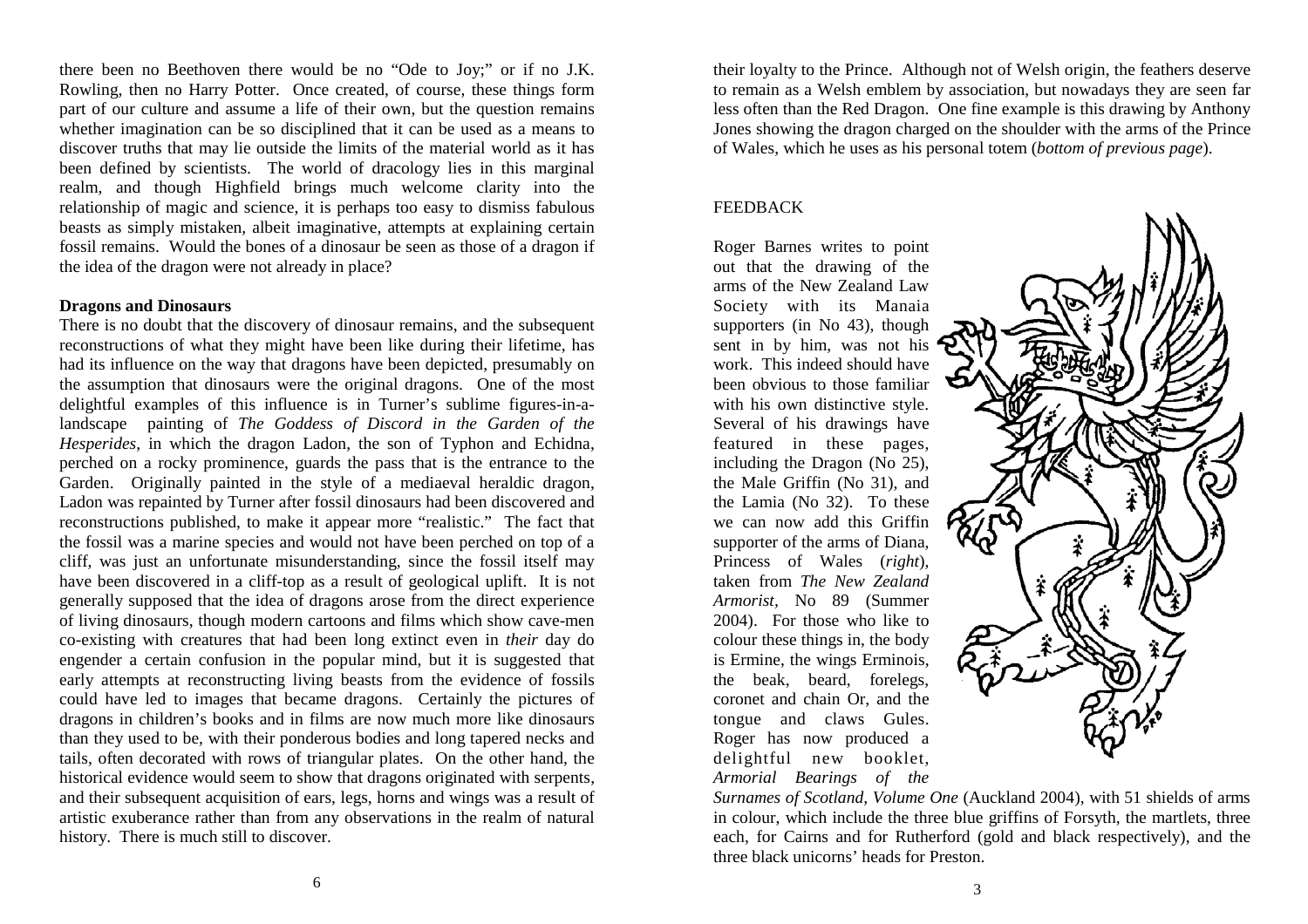there been no Beethoven there would be no "Ode to Joy;" or if no J.K. Rowling, then no Harry Potter. Once created, of course, these things form part of our culture and assume a life of their own, but the question remains whether imagination can be so disciplined that it can be used as a means to discover truths that may lie outside the limits of the material world as it has been defined by scientists. The world of dracology lies in this marginal realm, and though Highfield brings much welcome clarity into the relationship of magic and science, it is perhaps too easy to dismiss fabulous beasts as simply mistaken, albeit imaginative, attempts at explaining certain fossil remains. Would the bones of a dinosaur be seen as those of a dragon if the idea of the dragon were not already in place?

**Dragons and Dinosaurs**

There is no doubt that the discovery of dinosaur remains, and the subsequent reconstructions of what they might have been like during their lifetime, has had its influence on the way that dragons have been depicted, presumably on the assumption that dinosaurs were the original dragons. One of the most delightful examples of this influence is in Turner's sublime figures-in-a-landscape painting of *The Goddess of Discord in the Garden of the Hesperides*, in which the dragon Ladon, the son of Typhon and Echidna, perched on a rocky prominence, guards the pass that is the entrance to the Garden. Originally painted in the style of a mediaeval heraldic dragon, Ladon was repainted by Turner after fossil dinosaurs had been discovered and reconstructions published, to make it appear more "realistic." The fact that the fossil was a marine species and would not have been perched on top of a cliff, was just an unfortunate misunderstanding, since the fossil itself may have been discovered in a cliff-top as a result of geological uplift. It is not generally supposed that the idea of dragons arose from the direct experience of living dinosaurs, though modern cartoons and films which show cave-men co-existing with creatures that had been long extinct even in *their* day do engender a certain confusion in the popular mind, but it is suggested that early attempts at reconstructing living beasts from the evidence of fossils could have led to images that became dragons. Certainly the pictures of dragons in children's books and in films are now much more like dinosaurs than they used to be, with their ponderous bodies and long tapered necks and tails, often decorated with rows of triangular plates. On the other hand, the historical evidence would seem to show that dragons originated with serpents, and their subsequent acquisition of ears, legs, horns and wings was a result of artistic exuberance rather than from any observations in the realm of natural history. There is much still to discover.

their loyalty to the Prince. Although not of Welsh origin, the feathers deserve to remain as a Welsh emblem by association, but nowadays they are seen far less often than the Red Dragon. One fine example is this drawing by Anthony Jones showing the dragon charged on the shoulder with the arms of the Prince of Wales, which he uses as his personal totem (*bottom of previous page*).

FEEDBACK

Roger Barnes writes to point out that the drawing of the arms of the New Zealand Law Society with its Manaia supporters (in No 43), though sent in by him, was not his work. This indeed should have been obvious to those familiar with his own distinctive style. Several of his drawings have featured in these pages, including the Dragon (No 25), the Male Griffin (No 31), and the Lamia (No 32). To these we can now add this Griffin supporter of the arms of Diana, Princess of Wales (*right*), taken from *The New Zealand Armorist*, No 89 (Summer 2004). For those who like to colour these things in, the body is Ermine, the wings Erminois, the beak, beard, forelegs, coronet and chain Or, and the tongue and claws Gules. Roger has now produced a delightful new booklet, *Armorial Bearings of the Surnames of Scotland, Volume One* (Auckland 2004), with 51 shields of arms in colour, which include the three blue griffins of Forsyth, the martlets, three each, for Cairns and for Rutherford (gold and black respectively), and the three black unicorns' heads for Preston.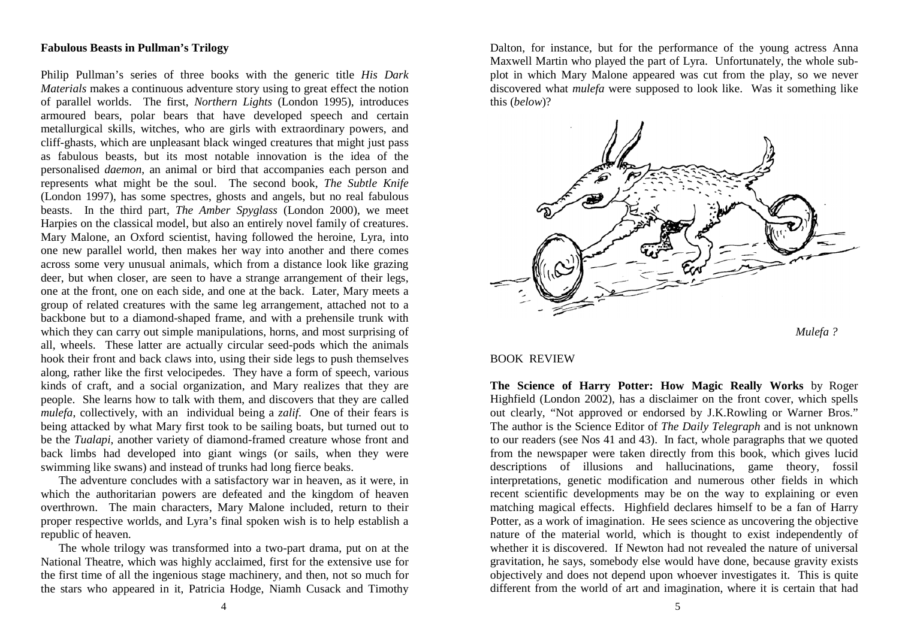**Fabulous Beasts in Pullman's Trilogy**

Philip Pullman's series of three books with the generic title *His Dark Materials* makes a continuous adventure story using to great effect the notion of parallel worlds. The first, *Northern Lights* (London 1995), introduces armoured bears, polar bears that have developed speech and certain metallurgical skills, witches, who are girls with extraordinary powers, and cliff-ghasts, which are unpleasant black winged creatures that might just pass as fabulous beasts, but its most notable innovation is the idea of the personalised *daemon*, an animal or bird that accompanies each person and represents what might be the soul. The second book, *The Subtle Knife* (London 1997), has some spectres, ghosts and angels, but no real fabulous beasts. In the third part, *The Amber Spyglass* (London 2000), we meet Harpies on the classical model, but also an entirely novel family of creatures. Mary Malone, an Oxford scientist, having followed the heroine, Lyra, into one new parallel world, then makes her way into another and there comes across some very unusual animals, which from a distance look like grazing deer, but when closer, are seen to have a strange arrangement of their legs, one at the front, one on each side, and one at the back. Later, Mary meets a group of related creatures with the same leg arrangement, attached not to a backbone but to a diamond-shaped frame, and with a prehensile trunk with which they can carry out simple manipulations, horns, and most surprising of all, wheels. These latter are actually circular seed-pods which the animals hook their front and back claws into, using their side legs to push themselves along, rather like the first velocipedes. They have a form of speech, various kinds of craft, and a social organization, and Mary realizes that they are people. She learns how to talk with them, and discovers that they are called *mulefa*, collectively, with an individual being a *zalif*. One of their fears is being attacked by what Mary first took to be sailing boats, but turned out to be the *Tualapi*, another variety of diamond-framed creature whose front and back limbs had developed into giant wings (or sails, when they were swimming like swans) and instead of trunks had long fierce beaks.

The adventure concludes with a satisfactory war in heaven, as it were, in which the authoritarian powers are defeated and the kingdom of heaven overthrown. The main characters, Mary Malone included, return to their proper respective worlds, and Lyra's final spoken wish is to help establish a republic of heaven.

The whole trilogy was transformed into a two-part drama, put on at the National Theatre, which was highly acclaimed, first for the extensive use for the first time of all the ingenious stage machinery, and then, not so much for the stars who appeared in it, Patricia Hodge, Niamh Cusack and Timothy Dalton, for instance, but for the performance of the young actress Anna Maxwell Martin who played the part of Lyra. Unfortunately, the whole sub-plot in which Mary Malone appeared was cut from the play, so we never discovered what *mulefa* were supposed to look like. Was it something like this (*below*)?

*Mulefa ?*

BOOK REVIEW

**The Science of Harry Potter: How Magic Really Works** by Roger Highfield (London 2002), has a disclaimer on the front cover, which spells out clearly, "Not approved or endorsed by J.K.Rowling or Warner Bros." The author is the Science Editor of *The Daily Telegraph* and is not unknown to our readers (see Nos 41 and 43). In fact, whole paragraphs that we quoted from the newspaper were taken directly from this book, which gives lucid descriptions of illusions and hallucinations, game theory, fossil interpretations, genetic modification and numerous other fields in which recent scientific developments may be on the way to explaining or even matching magical effects. Highfield declares himself to be a fan of Harry Potter, as a work of imagination. He sees science as uncovering the objective nature of the material world, which is thought to exist independently of whether it is discovered. If Newton had not revealed the nature of universal gravitation, he says, somebody else would have done, because gravity exists objectively and does not depend upon whoever investigates it. This is quite different from the world of art and imagination, where it is certain that had